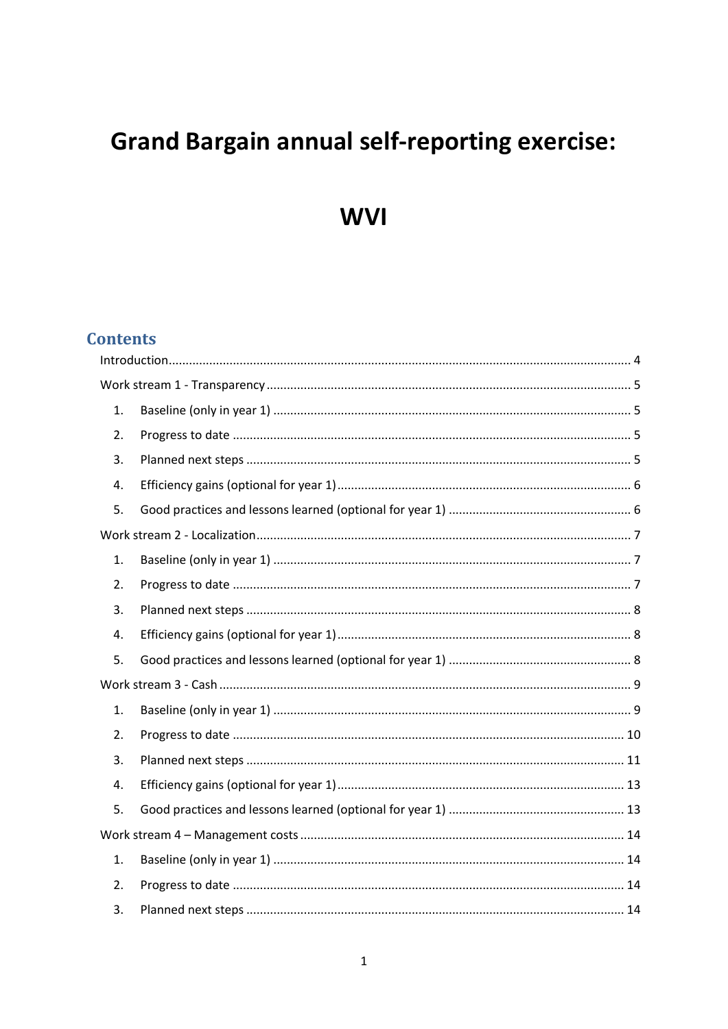# Grand Bargain annual self-reporting exercise:

# WVI

## Contents

Introduction ........................................................................................................................ 4

Work stream 1 - Transparency ........................................................................................... 5

1. Baseline (only in year 1) ......................................................................................... 5
2. Progress to date ..................................................................................................... 5
3. Planned next steps ................................................................................................. 5
4. Efficiency gains (optional for year 1) ...................................................................... 6
5. Good practices and lessons learned (optional for year 1) ...................................... 6

Work stream 2 - Localization .............................................................................................. 7

1. Baseline (only in year 1) ......................................................................................... 7
2. Progress to date ..................................................................................................... 7
3. Planned next steps ................................................................................................. 8
4. Efficiency gains (optional for year 1) ...................................................................... 8
5. Good practices and lessons learned (optional for year 1) ...................................... 8

Work stream 3 - Cash ......................................................................................................... 9

1. Baseline (only in year 1) ......................................................................................... 9
2. Progress to date ................................................................................................... 10
3. Planned next steps ............................................................................................... 11
4. Efficiency gains (optional for year 1) .................................................................... 13
5. Good practices and lessons learned (optional for year 1) .................................... 13

Work stream 4 – Management costs ............................................................................... 14

1. Baseline (only in year 1) ....................................................................................... 14
2. Progress to date ................................................................................................... 14
3. Planned next steps ............................................................................................... 14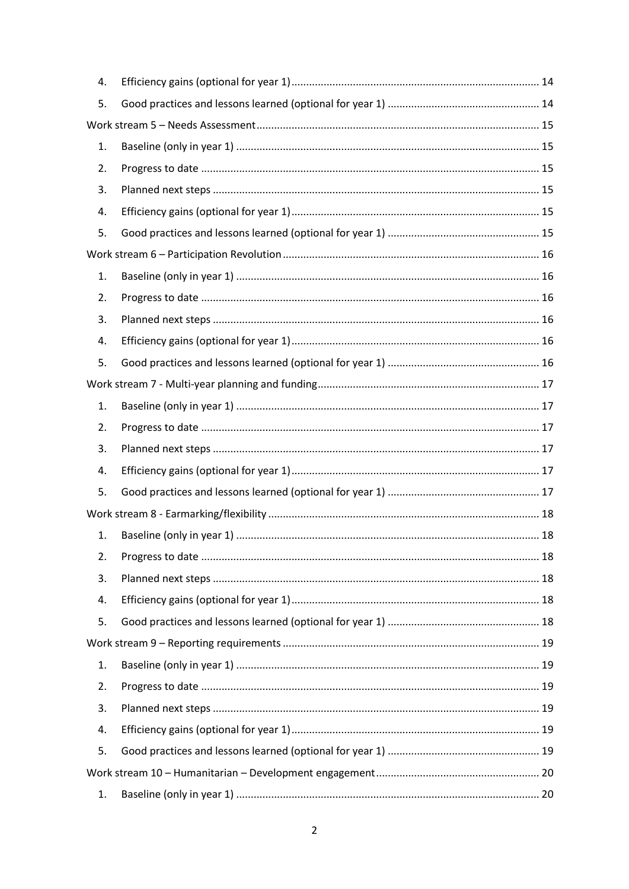4. Efficiency gains (optional for year 1) .................... 14
5. Good practices and lessons learned (optional for year 1) .................... 14

Work stream 5 – Needs Assessment .................... 15

1. Baseline (only in year 1) .................... 15
2. Progress to date .................... 15
3. Planned next steps .................... 15
4. Efficiency gains (optional for year 1) .................... 15
5. Good practices and lessons learned (optional for year 1) .................... 15

Work stream 6 – Participation Revolution .................... 16

1. Baseline (only in year 1) .................... 16
2. Progress to date .................... 16
3. Planned next steps .................... 16
4. Efficiency gains (optional for year 1) .................... 16
5. Good practices and lessons learned (optional for year 1) .................... 16

Work stream 7 - Multi-year planning and funding .................... 17

1. Baseline (only in year 1) .................... 17
2. Progress to date .................... 17
3. Planned next steps .................... 17
4. Efficiency gains (optional for year 1) .................... 17
5. Good practices and lessons learned (optional for year 1) .................... 17

Work stream 8 - Earmarking/flexibility .................... 18

1. Baseline (only in year 1) .................... 18
2. Progress to date .................... 18
3. Planned next steps .................... 18
4. Efficiency gains (optional for year 1) .................... 18
5. Good practices and lessons learned (optional for year 1) .................... 18

Work stream 9 – Reporting requirements .................... 19

1. Baseline (only in year 1) .................... 19
2. Progress to date .................... 19
3. Planned next steps .................... 19
4. Efficiency gains (optional for year 1) .................... 19
5. Good practices and lessons learned (optional for year 1) .................... 19

Work stream 10 – Humanitarian – Development engagement .................... 20

1. Baseline (only in year 1) .................... 20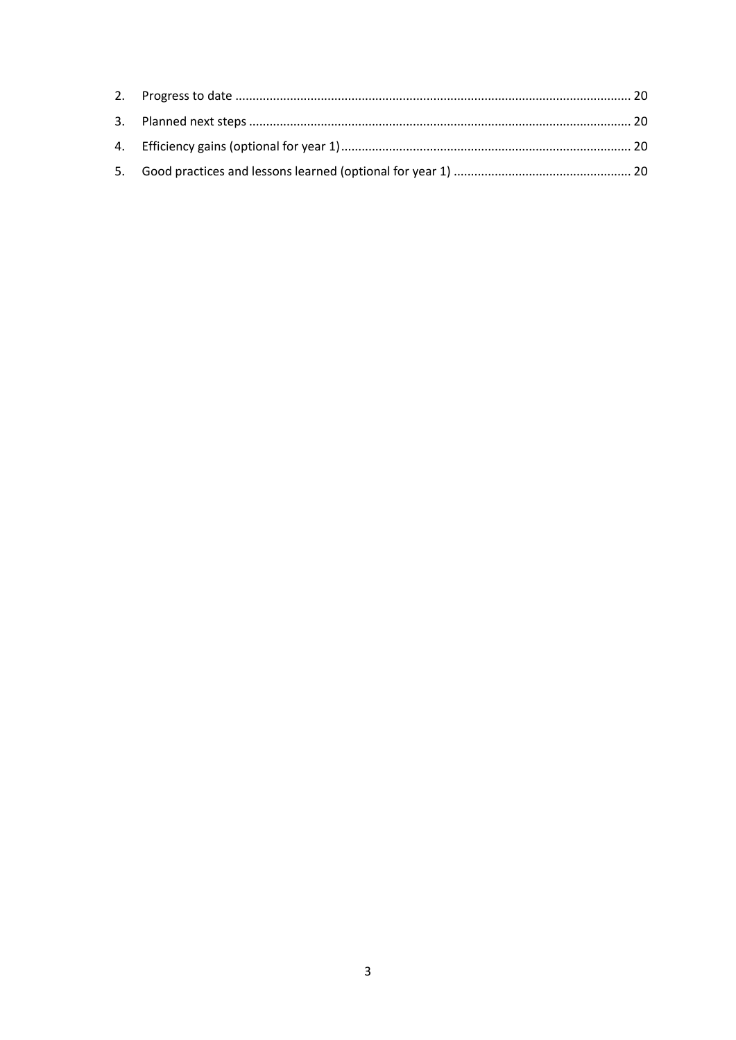2. Progress to date .................................................................................................................. 20
3. Planned next steps .............................................................................................................. 20
4. Efficiency gains (optional for year 1).................................................................................... 20
5. Good practices and lessons learned (optional for year 1) .................................................... 20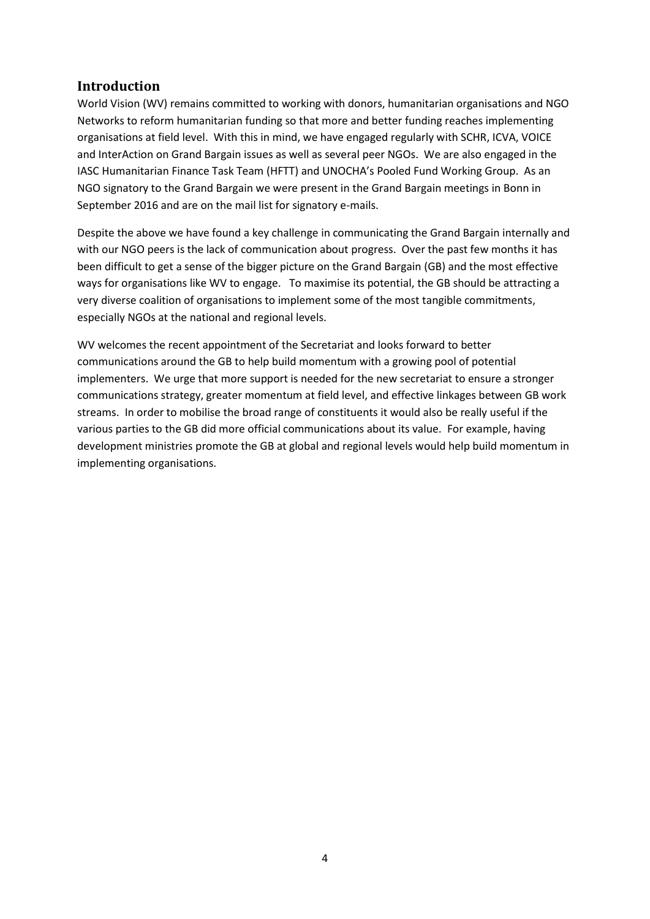## Introduction

World Vision (WV) remains committed to working with donors, humanitarian organisations and NGO Networks to reform humanitarian funding so that more and better funding reaches implementing organisations at field level. With this in mind, we have engaged regularly with SCHR, ICVA, VOICE and InterAction on Grand Bargain issues as well as several peer NGOs. We are also engaged in the IASC Humanitarian Finance Task Team (HFTT) and UNOCHA's Pooled Fund Working Group. As an NGO signatory to the Grand Bargain we were present in the Grand Bargain meetings in Bonn in September 2016 and are on the mail list for signatory e-mails.

Despite the above we have found a key challenge in communicating the Grand Bargain internally and with our NGO peers is the lack of communication about progress. Over the past few months it has been difficult to get a sense of the bigger picture on the Grand Bargain (GB) and the most effective ways for organisations like WV to engage. To maximise its potential, the GB should be attracting a very diverse coalition of organisations to implement some of the most tangible commitments, especially NGOs at the national and regional levels.

WV welcomes the recent appointment of the Secretariat and looks forward to better communications around the GB to help build momentum with a growing pool of potential implementers. We urge that more support is needed for the new secretariat to ensure a stronger communications strategy, greater momentum at field level, and effective linkages between GB work streams. In order to mobilise the broad range of constituents it would also be really useful if the various parties to the GB did more official communications about its value. For example, having development ministries promote the GB at global and regional levels would help build momentum in implementing organisations.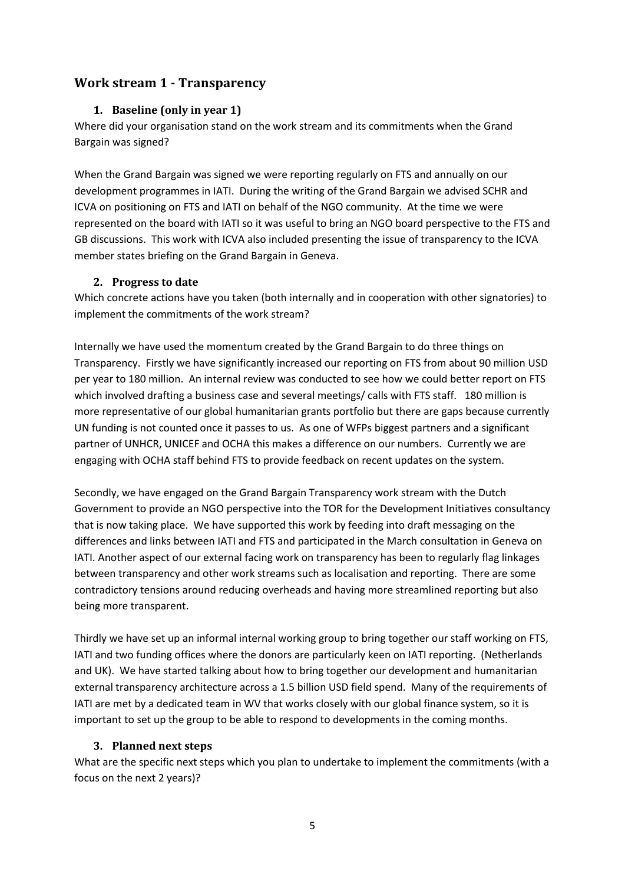## Work stream 1 - Transparency

### 1. Baseline (only in year 1)

Where did your organisation stand on the work stream and its commitments when the Grand Bargain was signed?

When the Grand Bargain was signed we were reporting regularly on FTS and annually on our development programmes in IATI. During the writing of the Grand Bargain we advised SCHR and ICVA on positioning on FTS and IATI on behalf of the NGO community. At the time we were represented on the board with IATI so it was useful to bring an NGO board perspective to the FTS and GB discussions. This work with ICVA also included presenting the issue of transparency to the ICVA member states briefing on the Grand Bargain in Geneva.

### 2. Progress to date

Which concrete actions have you taken (both internally and in cooperation with other signatories) to implement the commitments of the work stream?

Internally we have used the momentum created by the Grand Bargain to do three things on Transparency. Firstly we have significantly increased our reporting on FTS from about 90 million USD per year to 180 million. An internal review was conducted to see how we could better report on FTS which involved drafting a business case and several meetings/ calls with FTS staff. 180 million is more representative of our global humanitarian grants portfolio but there are gaps because currently UN funding is not counted once it passes to us. As one of WFPs biggest partners and a significant partner of UNHCR, UNICEF and OCHA this makes a difference on our numbers. Currently we are engaging with OCHA staff behind FTS to provide feedback on recent updates on the system.

Secondly, we have engaged on the Grand Bargain Transparency work stream with the Dutch Government to provide an NGO perspective into the TOR for the Development Initiatives consultancy that is now taking place. We have supported this work by feeding into draft messaging on the differences and links between IATI and FTS and participated in the March consultation in Geneva on IATI. Another aspect of our external facing work on transparency has been to regularly flag linkages between transparency and other work streams such as localisation and reporting. There are some contradictory tensions around reducing overheads and having more streamlined reporting but also being more transparent.

Thirdly we have set up an informal internal working group to bring together our staff working on FTS, IATI and two funding offices where the donors are particularly keen on IATI reporting. (Netherlands and UK). We have started talking about how to bring together our development and humanitarian external transparency architecture across a 1.5 billion USD field spend. Many of the requirements of IATI are met by a dedicated team in WV that works closely with our global finance system, so it is important to set up the group to be able to respond to developments in the coming months.

### 3. Planned next steps

What are the specific next steps which you plan to undertake to implement the commitments (with a focus on the next 2 years)?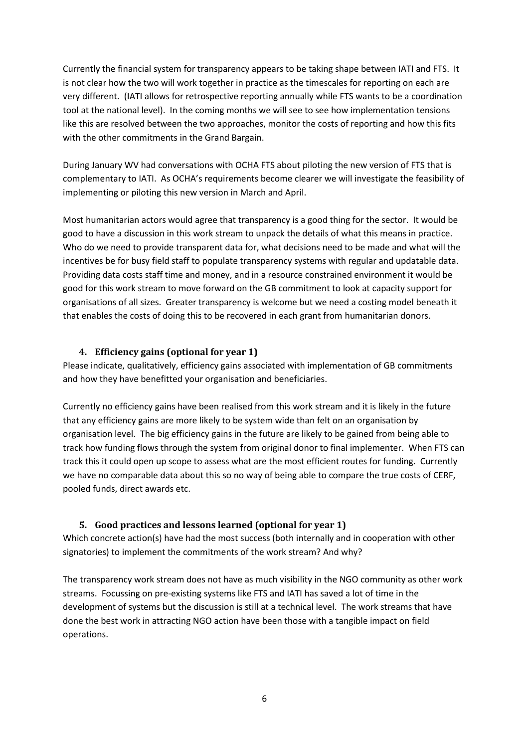Currently the financial system for transparency appears to be taking shape between IATI and FTS. It is not clear how the two will work together in practice as the timescales for reporting on each are very different. (IATI allows for retrospective reporting annually while FTS wants to be a coordination tool at the national level). In the coming months we will see to see how implementation tensions like this are resolved between the two approaches, monitor the costs of reporting and how this fits with the other commitments in the Grand Bargain.

During January WV had conversations with OCHA FTS about piloting the new version of FTS that is complementary to IATI. As OCHA's requirements become clearer we will investigate the feasibility of implementing or piloting this new version in March and April.

Most humanitarian actors would agree that transparency is a good thing for the sector. It would be good to have a discussion in this work stream to unpack the details of what this means in practice. Who do we need to provide transparent data for, what decisions need to be made and what will the incentives be for busy field staff to populate transparency systems with regular and updatable data. Providing data costs staff time and money, and in a resource constrained environment it would be good for this work stream to move forward on the GB commitment to look at capacity support for organisations of all sizes. Greater transparency is welcome but we need a costing model beneath it that enables the costs of doing this to be recovered in each grant from humanitarian donors.

### 4. Efficiency gains (optional for year 1)

Please indicate, qualitatively, efficiency gains associated with implementation of GB commitments and how they have benefitted your organisation and beneficiaries.

Currently no efficiency gains have been realised from this work stream and it is likely in the future that any efficiency gains are more likely to be system wide than felt on an organisation by organisation level. The big efficiency gains in the future are likely to be gained from being able to track how funding flows through the system from original donor to final implementer. When FTS can track this it could open up scope to assess what are the most efficient routes for funding. Currently we have no comparable data about this so no way of being able to compare the true costs of CERF, pooled funds, direct awards etc.

### 5. Good practices and lessons learned (optional for year 1)

Which concrete action(s) have had the most success (both internally and in cooperation with other signatories) to implement the commitments of the work stream? And why?

The transparency work stream does not have as much visibility in the NGO community as other work streams. Focussing on pre-existing systems like FTS and IATI has saved a lot of time in the development of systems but the discussion is still at a technical level. The work streams that have done the best work in attracting NGO action have been those with a tangible impact on field operations.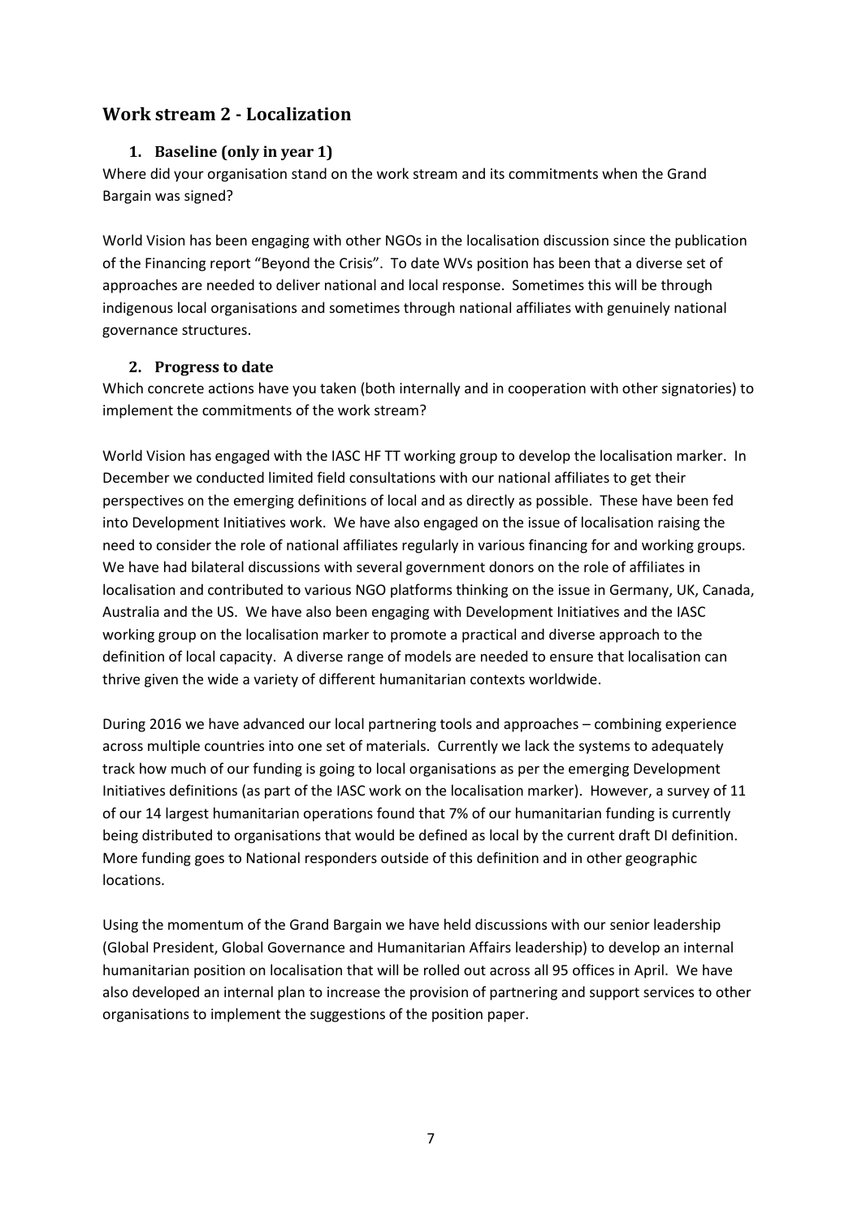## Work stream 2 - Localization

### 1. Baseline (only in year 1)

Where did your organisation stand on the work stream and its commitments when the Grand Bargain was signed?

World Vision has been engaging with other NGOs in the localisation discussion since the publication of the Financing report "Beyond the Crisis". To date WVs position has been that a diverse set of approaches are needed to deliver national and local response. Sometimes this will be through indigenous local organisations and sometimes through national affiliates with genuinely national governance structures.

### 2. Progress to date

Which concrete actions have you taken (both internally and in cooperation with other signatories) to implement the commitments of the work stream?

World Vision has engaged with the IASC HF TT working group to develop the localisation marker. In December we conducted limited field consultations with our national affiliates to get their perspectives on the emerging definitions of local and as directly as possible. These have been fed into Development Initiatives work. We have also engaged on the issue of localisation raising the need to consider the role of national affiliates regularly in various financing for and working groups. We have had bilateral discussions with several government donors on the role of affiliates in localisation and contributed to various NGO platforms thinking on the issue in Germany, UK, Canada, Australia and the US. We have also been engaging with Development Initiatives and the IASC working group on the localisation marker to promote a practical and diverse approach to the definition of local capacity. A diverse range of models are needed to ensure that localisation can thrive given the wide a variety of different humanitarian contexts worldwide.

During 2016 we have advanced our local partnering tools and approaches – combining experience across multiple countries into one set of materials. Currently we lack the systems to adequately track how much of our funding is going to local organisations as per the emerging Development Initiatives definitions (as part of the IASC work on the localisation marker). However, a survey of 11 of our 14 largest humanitarian operations found that 7% of our humanitarian funding is currently being distributed to organisations that would be defined as local by the current draft DI definition. More funding goes to National responders outside of this definition and in other geographic locations.

Using the momentum of the Grand Bargain we have held discussions with our senior leadership (Global President, Global Governance and Humanitarian Affairs leadership) to develop an internal humanitarian position on localisation that will be rolled out across all 95 offices in April. We have also developed an internal plan to increase the provision of partnering and support services to other organisations to implement the suggestions of the position paper.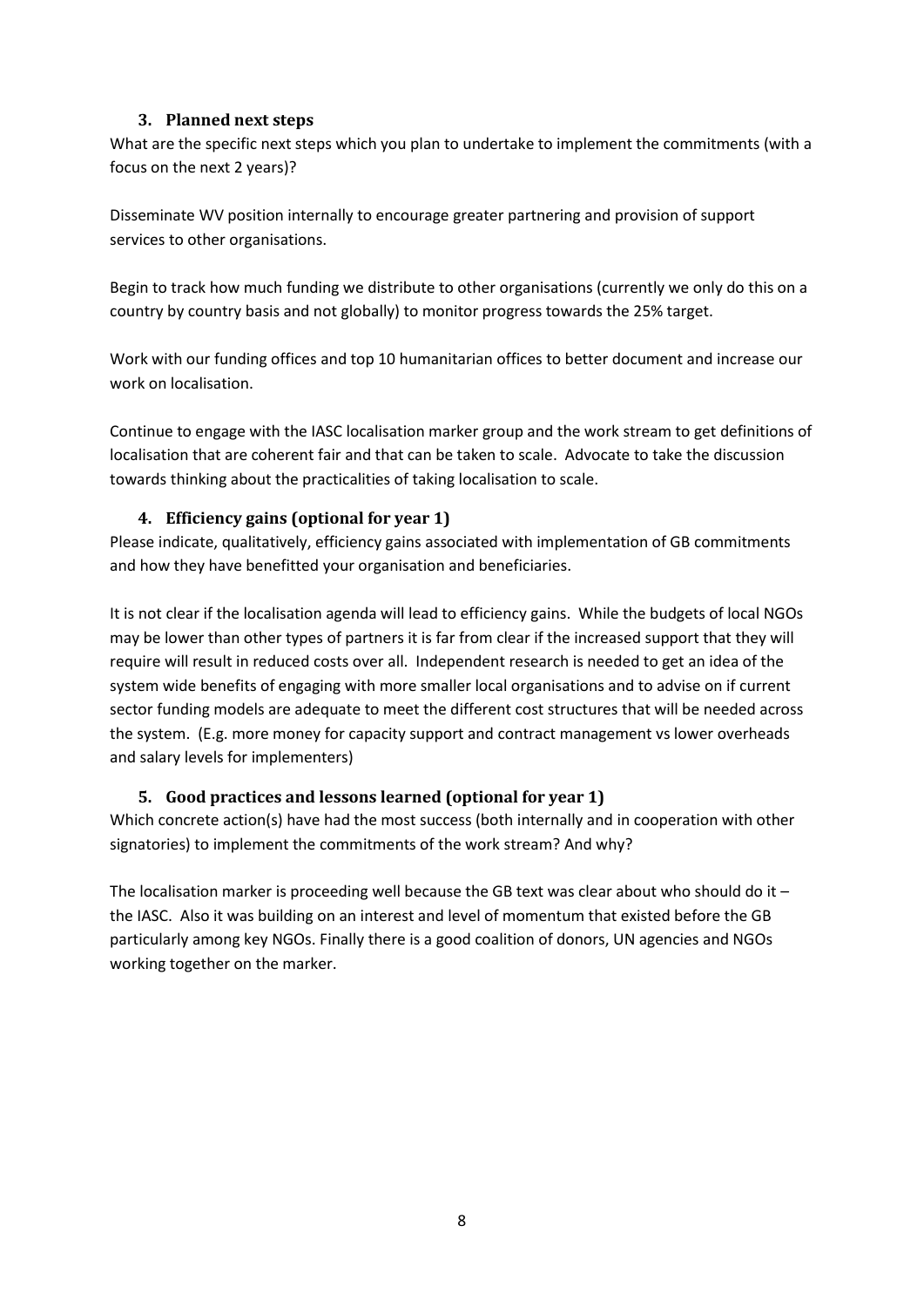### 3. Planned next steps

What are the specific next steps which you plan to undertake to implement the commitments (with a focus on the next 2 years)?

Disseminate WV position internally to encourage greater partnering and provision of support services to other organisations.

Begin to track how much funding we distribute to other organisations (currently we only do this on a country by country basis and not globally) to monitor progress towards the 25% target.

Work with our funding offices and top 10 humanitarian offices to better document and increase our work on localisation.

Continue to engage with the IASC localisation marker group and the work stream to get definitions of localisation that are coherent fair and that can be taken to scale. Advocate to take the discussion towards thinking about the practicalities of taking localisation to scale.

### 4. Efficiency gains (optional for year 1)

Please indicate, qualitatively, efficiency gains associated with implementation of GB commitments and how they have benefitted your organisation and beneficiaries.

It is not clear if the localisation agenda will lead to efficiency gains. While the budgets of local NGOs may be lower than other types of partners it is far from clear if the increased support that they will require will result in reduced costs over all. Independent research is needed to get an idea of the system wide benefits of engaging with more smaller local organisations and to advise on if current sector funding models are adequate to meet the different cost structures that will be needed across the system. (E.g. more money for capacity support and contract management vs lower overheads and salary levels for implementers)

### 5. Good practices and lessons learned (optional for year 1)

Which concrete action(s) have had the most success (both internally and in cooperation with other signatories) to implement the commitments of the work stream? And why?

The localisation marker is proceeding well because the GB text was clear about who should do it – the IASC. Also it was building on an interest and level of momentum that existed before the GB particularly among key NGOs. Finally there is a good coalition of donors, UN agencies and NGOs working together on the marker.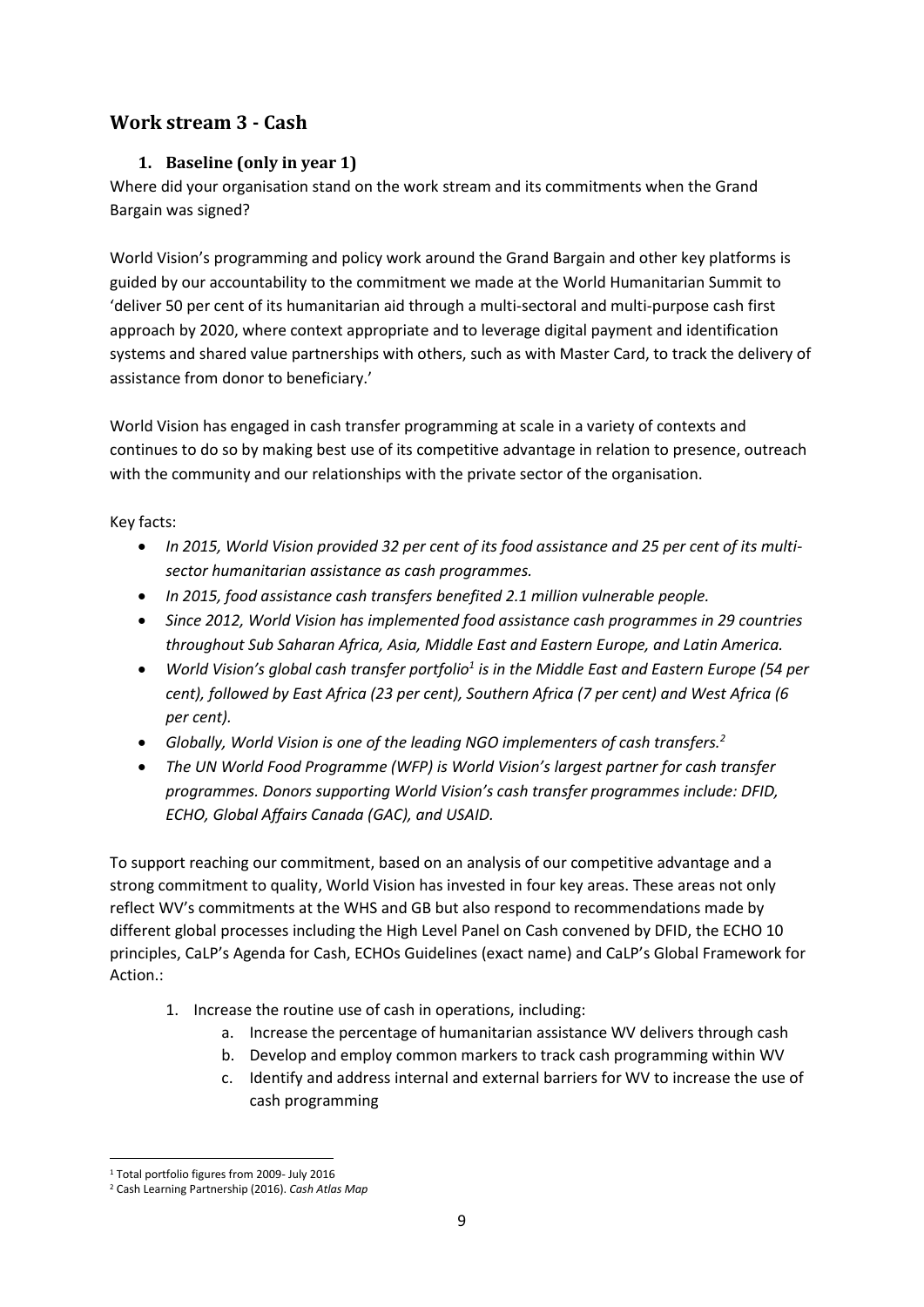## Work stream 3 - Cash

### 1. Baseline (only in year 1)

Where did your organisation stand on the work stream and its commitments when the Grand Bargain was signed?

World Vision's programming and policy work around the Grand Bargain and other key platforms is guided by our accountability to the commitment we made at the World Humanitarian Summit to 'deliver 50 per cent of its humanitarian aid through a multi-sectoral and multi-purpose cash first approach by 2020, where context appropriate and to leverage digital payment and identification systems and shared value partnerships with others, such as with Master Card, to track the delivery of assistance from donor to beneficiary.'

World Vision has engaged in cash transfer programming at scale in a variety of contexts and continues to do so by making best use of its competitive advantage in relation to presence, outreach with the community and our relationships with the private sector of the organisation.

Key facts:

- *In 2015, World Vision provided 32 per cent of its food assistance and 25 per cent of its multi-sector humanitarian assistance as cash programmes.*
- *In 2015, food assistance cash transfers benefited 2.1 million vulnerable people.*
- *Since 2012, World Vision has implemented food assistance cash programmes in 29 countries throughout Sub Saharan Africa, Asia, Middle East and Eastern Europe, and Latin America.*
- *World Vision's global cash transfer portfolio[1] is in the Middle East and Eastern Europe (54 per cent), followed by East Africa (23 per cent), Southern Africa (7 per cent) and West Africa (6 per cent).*
- *Globally, World Vision is one of the leading NGO implementers of cash transfers.[2]*
- *The UN World Food Programme (WFP) is World Vision's largest partner for cash transfer programmes. Donors supporting World Vision's cash transfer programmes include: DFID, ECHO, Global Affairs Canada (GAC), and USAID.*

To support reaching our commitment, based on an analysis of our competitive advantage and a strong commitment to quality, World Vision has invested in four key areas. These areas not only reflect WV's commitments at the WHS and GB but also respond to recommendations made by different global processes including the High Level Panel on Cash convened by DFID, the ECHO 10 principles, CaLP's Agenda for Cash, ECHOs Guidelines (exact name) and CaLP's Global Framework for Action.:

1. Increase the routine use of cash in operations, including:
   a. Increase the percentage of humanitarian assistance WV delivers through cash
   b. Develop and employ common markers to track cash programming within WV
   c. Identify and address internal and external barriers for WV to increase the use of cash programming

---

[1] Total portfolio figures from 2009- July 2016

[2] Cash Learning Partnership (2016). *Cash Atlas Map*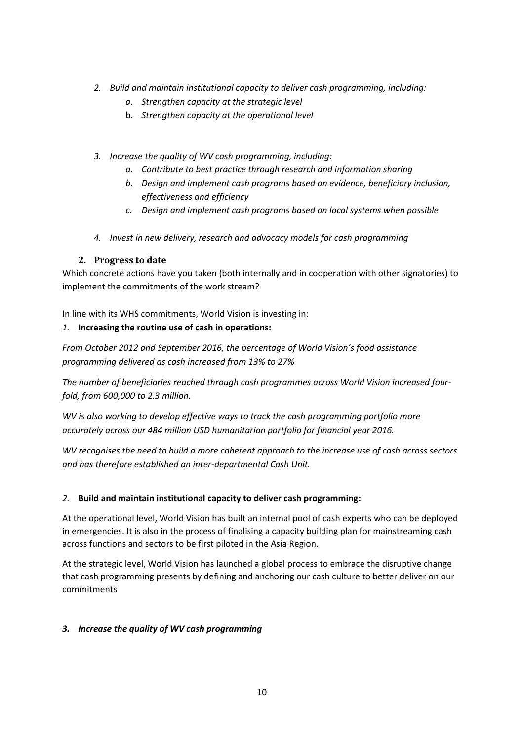2. *Build and maintain institutional capacity to deliver cash programming, including:*
    a. *Strengthen capacity at the strategic level*
    b. *Strengthen capacity at the operational level*

3. *Increase the quality of WV cash programming, including:*
    a. *Contribute to best practice through research and information sharing*
    b. *Design and implement cash programs based on evidence, beneficiary inclusion, effectiveness and efficiency*
    c. *Design and implement cash programs based on local systems when possible*

4. *Invest in new delivery, research and advocacy models for cash programming*

## 2. Progress to date

Which concrete actions have you taken (both internally and in cooperation with other signatories) to implement the commitments of the work stream?

In line with its WHS commitments, World Vision is investing in:

*1.* **Increasing the routine use of cash in operations:**

*From October 2012 and September 2016, the percentage of World Vision's food assistance programming delivered as cash increased from 13% to 27%*

*The number of beneficiaries reached through cash programmes across World Vision increased four-fold, from 600,000 to 2.3 million.*

*WV is also working to develop effective ways to track the cash programming portfolio more accurately across our 484 million USD humanitarian portfolio for financial year 2016.*

*WV recognises the need to build a more coherent approach to the increase use of cash across sectors and has therefore established an inter-departmental Cash Unit.*

*2.* **Build and maintain institutional capacity to deliver cash programming:**

At the operational level, World Vision has built an internal pool of cash experts who can be deployed in emergencies. It is also in the process of finalising a capacity building plan for mainstreaming cash across functions and sectors to be first piloted in the Asia Region.

At the strategic level, World Vision has launched a global process to embrace the disruptive change that cash programming presents by defining and anchoring our cash culture to better deliver on our commitments

***3. Increase the quality of WV cash programming***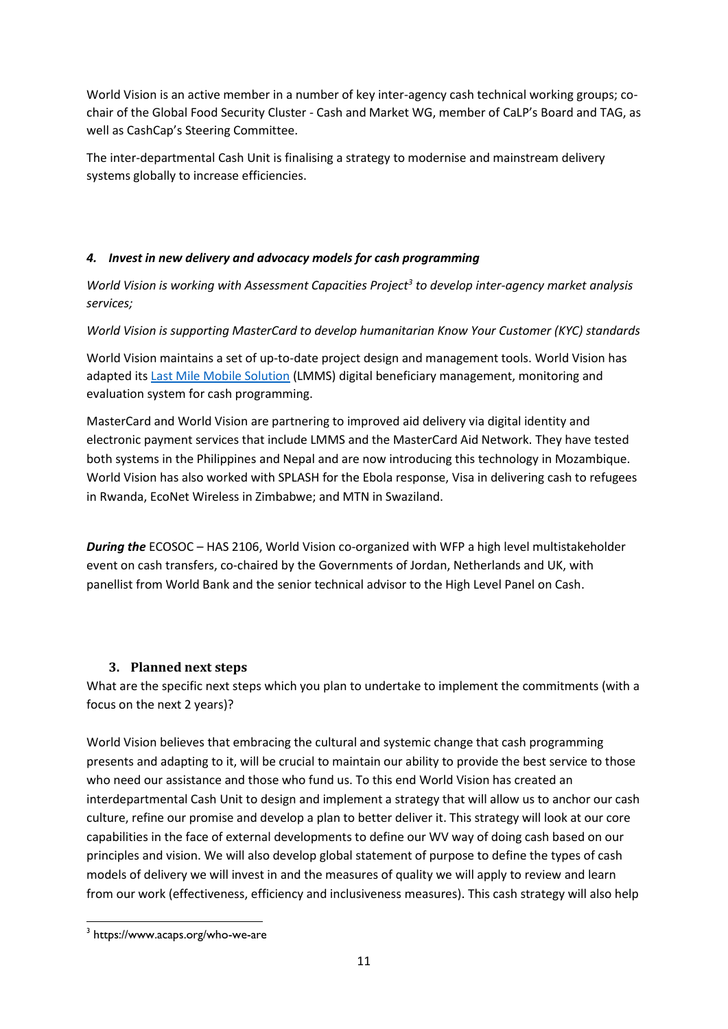World Vision is an active member in a number of key inter-agency cash technical working groups; co-chair of the Global Food Security Cluster - Cash and Market WG, member of CaLP's Board and TAG, as well as CashCap's Steering Committee.

The inter-departmental Cash Unit is finalising a strategy to modernise and mainstream delivery systems globally to increase efficiencies.

### *4. Invest in new delivery and advocacy models for cash programming*

*World Vision is working with Assessment Capacities Project[3] to develop inter-agency market analysis services;*

*World Vision is supporting MasterCard to develop humanitarian Know Your Customer (KYC) standards*

World Vision maintains a set of up-to-date project design and management tools. World Vision has adapted its [Last Mile Mobile Solution] (LMMS) digital beneficiary management, monitoring and evaluation system for cash programming.

MasterCard and World Vision are partnering to improved aid delivery via digital identity and electronic payment services that include LMMS and the MasterCard Aid Network. They have tested both systems in the Philippines and Nepal and are now introducing this technology in Mozambique. World Vision has also worked with SPLASH for the Ebola response, Visa in delivering cash to refugees in Rwanda, EcoNet Wireless in Zimbabwe; and MTN in Swaziland.

***During the*** ECOSOC – HAS 2106, World Vision co-organized with WFP a high level multistakeholder event on cash transfers, co-chaired by the Governments of Jordan, Netherlands and UK, with panellist from World Bank and the senior technical advisor to the High Level Panel on Cash.

## 3. Planned next steps

What are the specific next steps which you plan to undertake to implement the commitments (with a focus on the next 2 years)?

World Vision believes that embracing the cultural and systemic change that cash programming presents and adapting to it, will be crucial to maintain our ability to provide the best service to those who need our assistance and those who fund us. To this end World Vision has created an interdepartmental Cash Unit to design and implement a strategy that will allow us to anchor our cash culture, refine our promise and develop a plan to better deliver it. This strategy will look at our core capabilities in the face of external developments to define our WV way of doing cash based on our principles and vision. We will also develop global statement of purpose to define the types of cash models of delivery we will invest in and the measures of quality we will apply to review and learn from our work (effectiveness, efficiency and inclusiveness measures). This cash strategy will also help

---

[3] https://www.acaps.org/who-we-are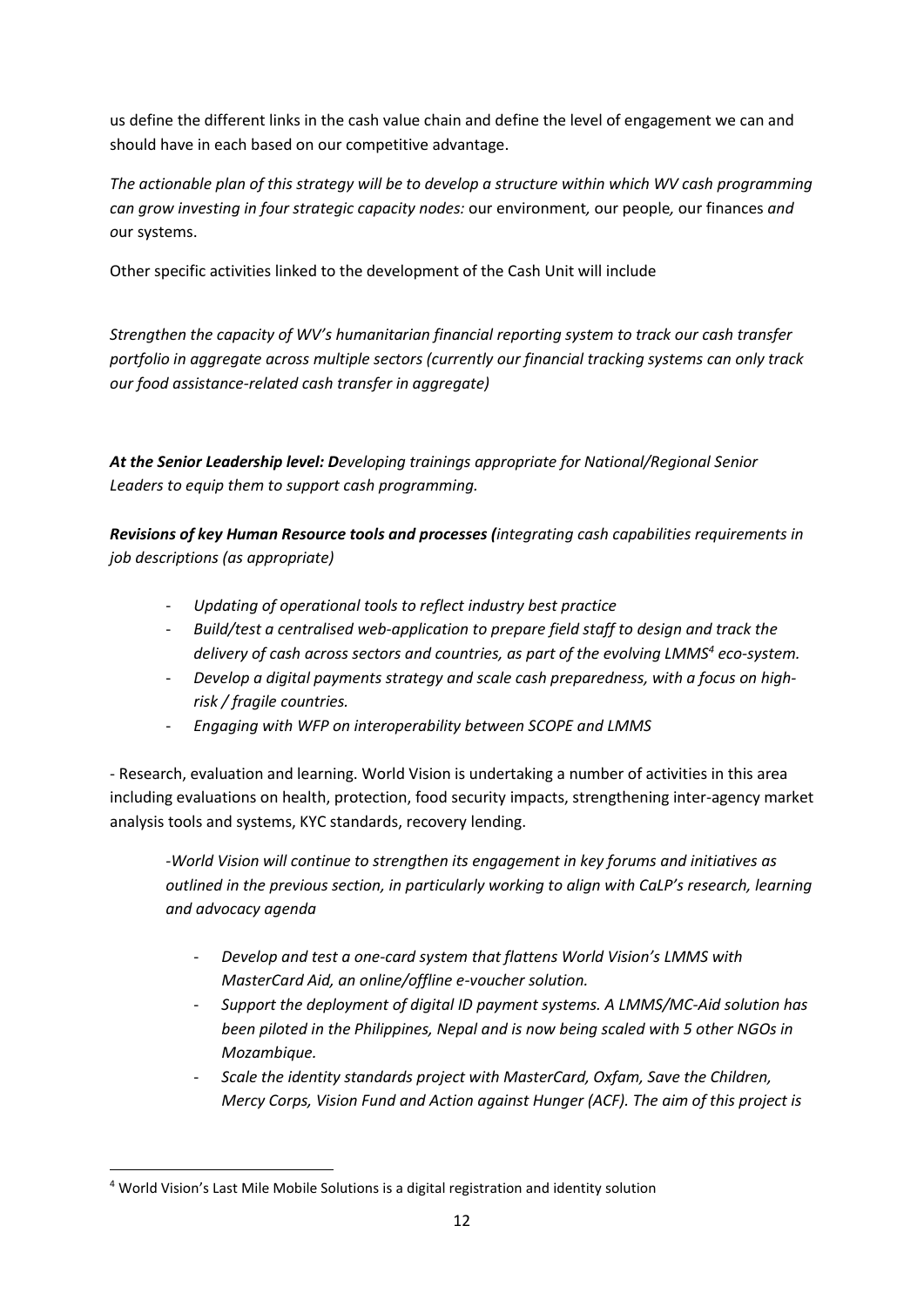us define the different links in the cash value chain and define the level of engagement we can and should have in each based on our competitive advantage.

*The actionable plan of this strategy will be to develop a structure within which WV cash programming can grow investing in four strategic capacity nodes:* our environment*,* our people*,* our finances *and o*ur systems.

Other specific activities linked to the development of the Cash Unit will include

*Strengthen the capacity of WV's humanitarian financial reporting system to track our cash transfer portfolio in aggregate across multiple sectors (currently our financial tracking systems can only track our food assistance-related cash transfer in aggregate)*

***At the Senior Leadership level: D****eveloping trainings appropriate for National/Regional Senior Leaders to equip them to support cash programming.*

***Revisions of key Human Resource tools and processes (****integrating cash capabilities requirements in job descriptions (as appropriate)*

- *Updating of operational tools to reflect industry best practice*
- *Build/test a centralised web-application to prepare field staff to design and track the delivery of cash across sectors and countries, as part of the evolving LMMS[4] eco-system.*
- *Develop a digital payments strategy and scale cash preparedness, with a focus on high-risk / fragile countries.*
- *Engaging with WFP on interoperability between SCOPE and LMMS*

- Research, evaluation and learning. World Vision is undertaking a number of activities in this area including evaluations on health, protection, food security impacts, strengthening inter-agency market analysis tools and systems, KYC standards, recovery lending.

> *-World Vision will continue to strengthen its engagement in key forums and initiatives as outlined in the previous section, in particularly working to align with CaLP's research, learning and advocacy agenda*

- *Develop and test a one-card system that flattens World Vision's LMMS with MasterCard Aid, an online/offline e-voucher solution.*
- *Support the deployment of digital ID payment systems. A LMMS/MC-Aid solution has been piloted in the Philippines, Nepal and is now being scaled with 5 other NGOs in Mozambique.*
- *Scale the identity standards project with MasterCard, Oxfam, Save the Children, Mercy Corps, Vision Fund and Action against Hunger (ACF). The aim of this project is*

[4] World Vision's Last Mile Mobile Solutions is a digital registration and identity solution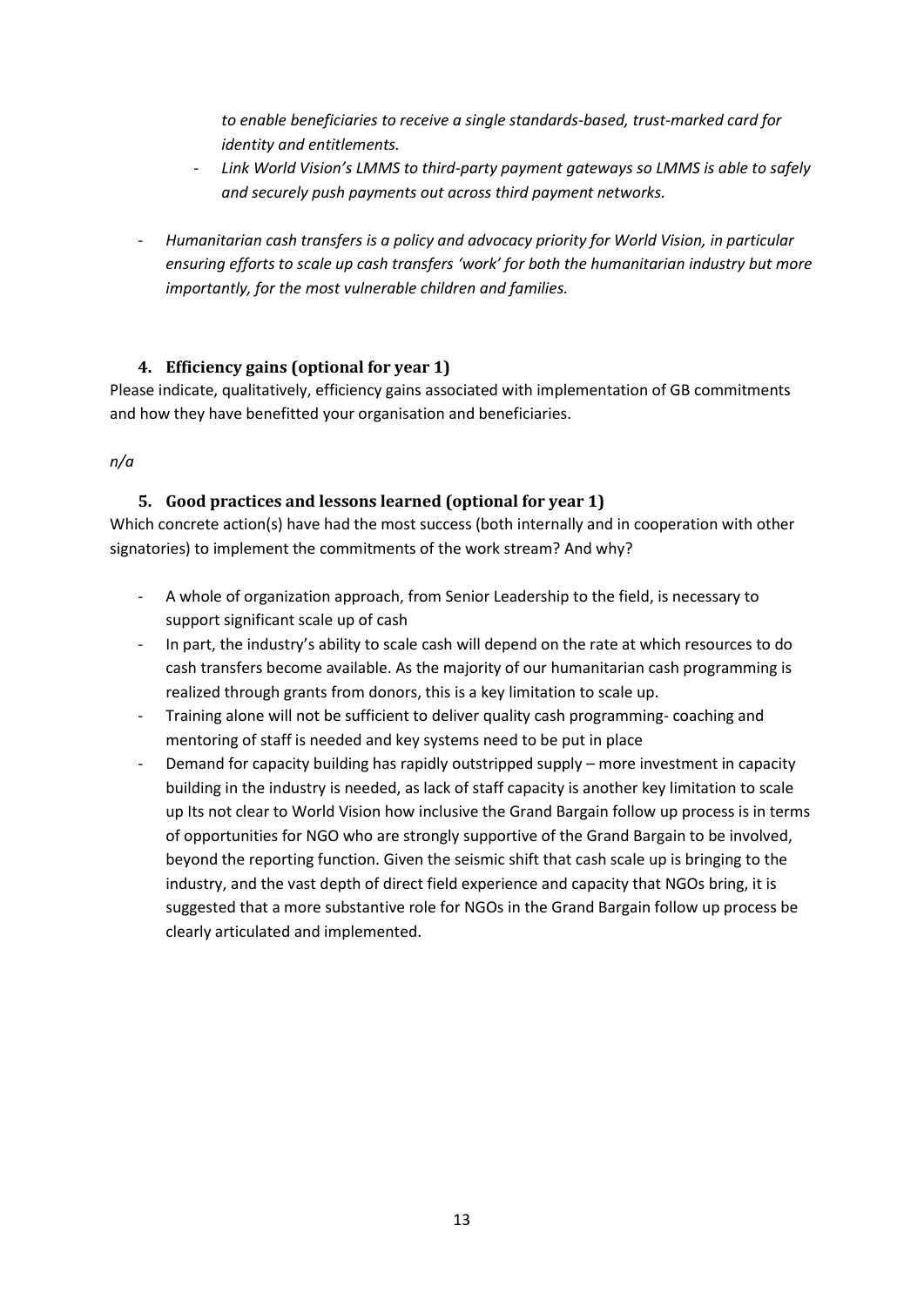*to enable beneficiaries to receive a single standards-based, trust-marked card for identity and entitlements.*

- *Link World Vision's LMMS to third-party payment gateways so LMMS is able to safely and securely push payments out across third payment networks.*

- *Humanitarian cash transfers is a policy and advocacy priority for World Vision, in particular ensuring efforts to scale up cash transfers 'work' for both the humanitarian industry but more importantly, for the most vulnerable children and families.*

### 4. Efficiency gains (optional for year 1)

Please indicate, qualitatively, efficiency gains associated with implementation of GB commitments and how they have benefitted your organisation and beneficiaries.

*n/a*

### 5. Good practices and lessons learned (optional for year 1)

Which concrete action(s) have had the most success (both internally and in cooperation with other signatories) to implement the commitments of the work stream? And why?

- A whole of organization approach, from Senior Leadership to the field, is necessary to support significant scale up of cash
- In part, the industry's ability to scale cash will depend on the rate at which resources to do cash transfers become available. As the majority of our humanitarian cash programming is realized through grants from donors, this is a key limitation to scale up.
- Training alone will not be sufficient to deliver quality cash programming- coaching and mentoring of staff is needed and key systems need to be put in place
- Demand for capacity building has rapidly outstripped supply – more investment in capacity building in the industry is needed, as lack of staff capacity is another key limitation to scale up Its not clear to World Vision how inclusive the Grand Bargain follow up process is in terms of opportunities for NGO who are strongly supportive of the Grand Bargain to be involved, beyond the reporting function. Given the seismic shift that cash scale up is bringing to the industry, and the vast depth of direct field experience and capacity that NGOs bring, it is suggested that a more substantive role for NGOs in the Grand Bargain follow up process be clearly articulated and implemented.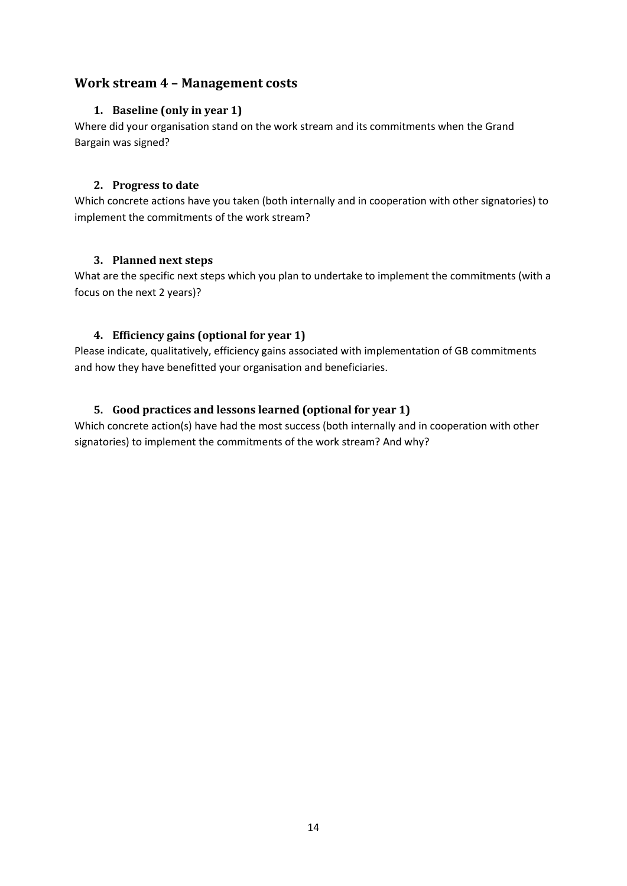## Work stream 4 – Management costs

### 1. Baseline (only in year 1)

Where did your organisation stand on the work stream and its commitments when the Grand Bargain was signed?

### 2. Progress to date

Which concrete actions have you taken (both internally and in cooperation with other signatories) to implement the commitments of the work stream?

### 3. Planned next steps

What are the specific next steps which you plan to undertake to implement the commitments (with a focus on the next 2 years)?

### 4. Efficiency gains (optional for year 1)

Please indicate, qualitatively, efficiency gains associated with implementation of GB commitments and how they have benefitted your organisation and beneficiaries.

### 5. Good practices and lessons learned (optional for year 1)

Which concrete action(s) have had the most success (both internally and in cooperation with other signatories) to implement the commitments of the work stream? And why?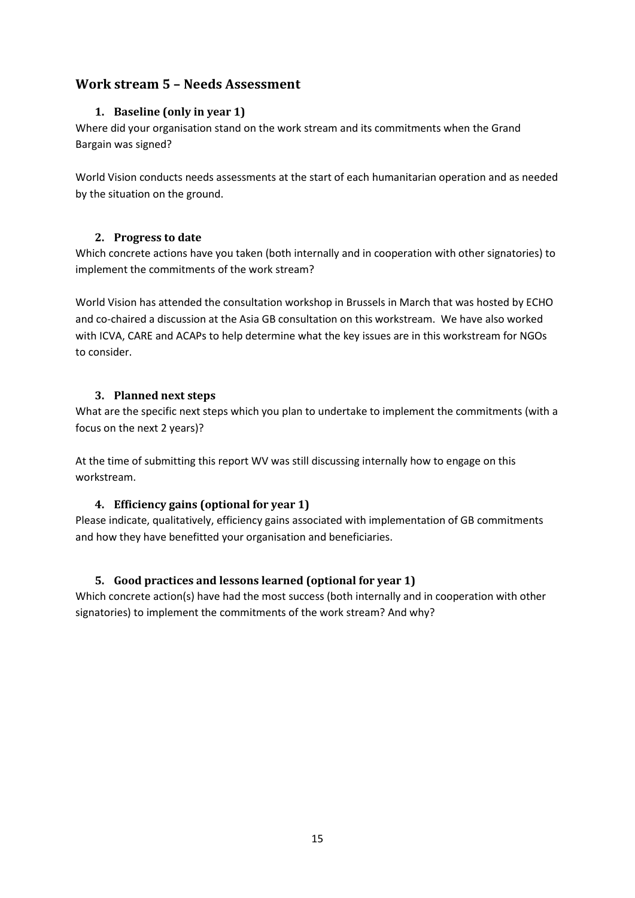## Work stream 5 – Needs Assessment

### 1. Baseline (only in year 1)

Where did your organisation stand on the work stream and its commitments when the Grand Bargain was signed?

World Vision conducts needs assessments at the start of each humanitarian operation and as needed by the situation on the ground.

### 2. Progress to date

Which concrete actions have you taken (both internally and in cooperation with other signatories) to implement the commitments of the work stream?

World Vision has attended the consultation workshop in Brussels in March that was hosted by ECHO and co-chaired a discussion at the Asia GB consultation on this workstream. We have also worked with ICVA, CARE and ACAPs to help determine what the key issues are in this workstream for NGOs to consider.

### 3. Planned next steps

What are the specific next steps which you plan to undertake to implement the commitments (with a focus on the next 2 years)?

At the time of submitting this report WV was still discussing internally how to engage on this workstream.

### 4. Efficiency gains (optional for year 1)

Please indicate, qualitatively, efficiency gains associated with implementation of GB commitments and how they have benefitted your organisation and beneficiaries.

### 5. Good practices and lessons learned (optional for year 1)

Which concrete action(s) have had the most success (both internally and in cooperation with other signatories) to implement the commitments of the work stream? And why?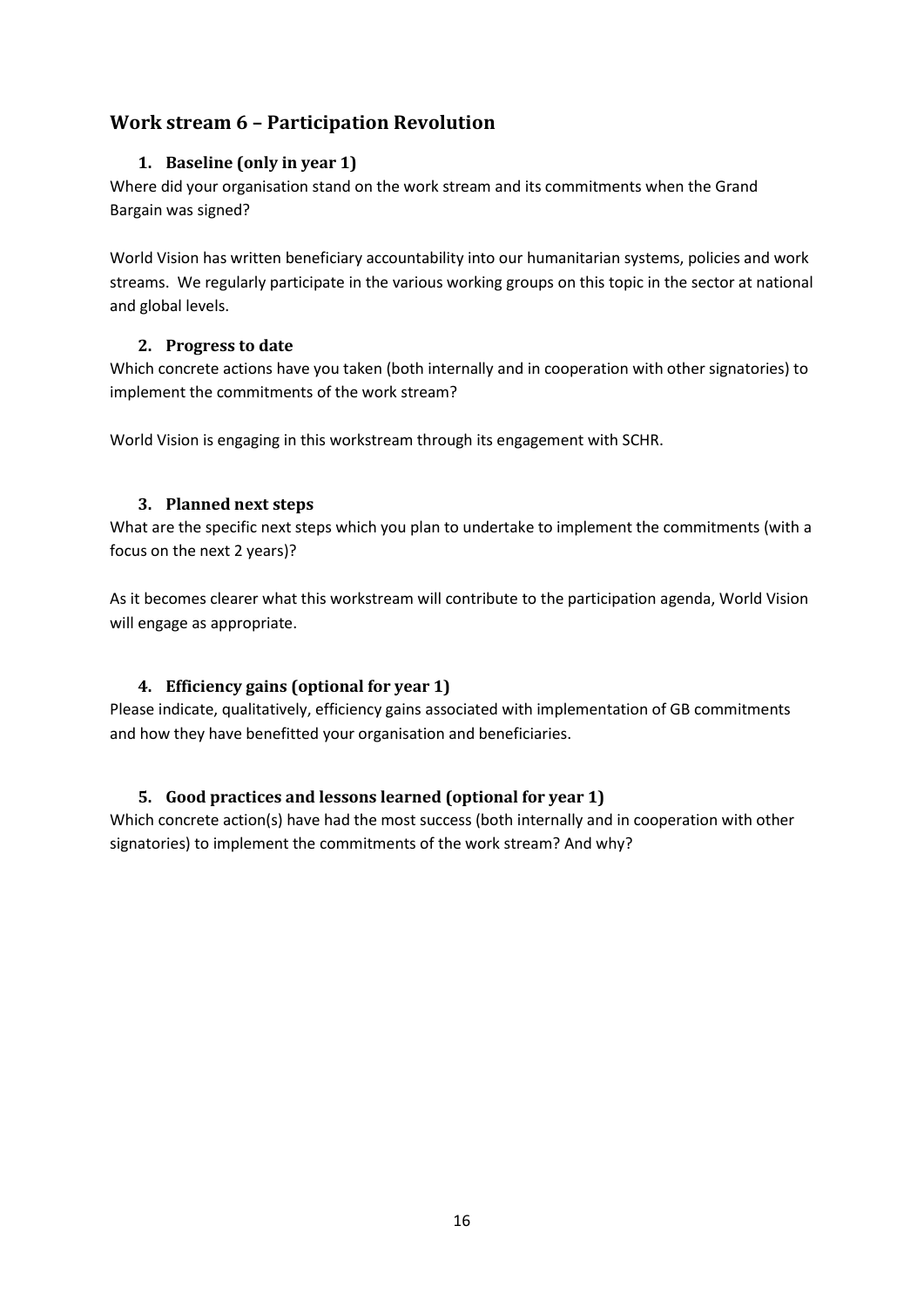## Work stream 6 – Participation Revolution

### 1. Baseline (only in year 1)

Where did your organisation stand on the work stream and its commitments when the Grand Bargain was signed?

World Vision has written beneficiary accountability into our humanitarian systems, policies and work streams. We regularly participate in the various working groups on this topic in the sector at national and global levels.

### 2. Progress to date

Which concrete actions have you taken (both internally and in cooperation with other signatories) to implement the commitments of the work stream?

World Vision is engaging in this workstream through its engagement with SCHR.

### 3. Planned next steps

What are the specific next steps which you plan to undertake to implement the commitments (with a focus on the next 2 years)?

As it becomes clearer what this workstream will contribute to the participation agenda, World Vision will engage as appropriate.

### 4. Efficiency gains (optional for year 1)

Please indicate, qualitatively, efficiency gains associated with implementation of GB commitments and how they have benefitted your organisation and beneficiaries.

### 5. Good practices and lessons learned (optional for year 1)

Which concrete action(s) have had the most success (both internally and in cooperation with other signatories) to implement the commitments of the work stream? And why?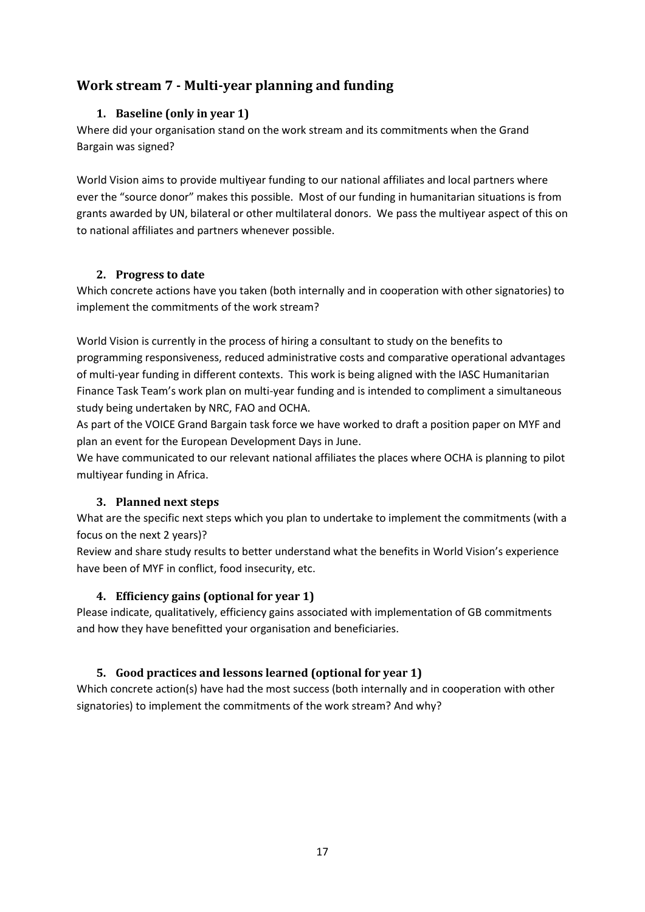## Work stream 7 - Multi-year planning and funding

### 1. Baseline (only in year 1)

Where did your organisation stand on the work stream and its commitments when the Grand Bargain was signed?

World Vision aims to provide multiyear funding to our national affiliates and local partners where ever the "source donor" makes this possible. Most of our funding in humanitarian situations is from grants awarded by UN, bilateral or other multilateral donors. We pass the multiyear aspect of this on to national affiliates and partners whenever possible.

### 2. Progress to date

Which concrete actions have you taken (both internally and in cooperation with other signatories) to implement the commitments of the work stream?

World Vision is currently in the process of hiring a consultant to study on the benefits to programming responsiveness, reduced administrative costs and comparative operational advantages of multi-year funding in different contexts. This work is being aligned with the IASC Humanitarian Finance Task Team's work plan on multi-year funding and is intended to compliment a simultaneous study being undertaken by NRC, FAO and OCHA.

As part of the VOICE Grand Bargain task force we have worked to draft a position paper on MYF and plan an event for the European Development Days in June.

We have communicated to our relevant national affiliates the places where OCHA is planning to pilot multiyear funding in Africa.

### 3. Planned next steps

What are the specific next steps which you plan to undertake to implement the commitments (with a focus on the next 2 years)?

Review and share study results to better understand what the benefits in World Vision's experience have been of MYF in conflict, food insecurity, etc.

### 4. Efficiency gains (optional for year 1)

Please indicate, qualitatively, efficiency gains associated with implementation of GB commitments and how they have benefitted your organisation and beneficiaries.

### 5. Good practices and lessons learned (optional for year 1)

Which concrete action(s) have had the most success (both internally and in cooperation with other signatories) to implement the commitments of the work stream? And why?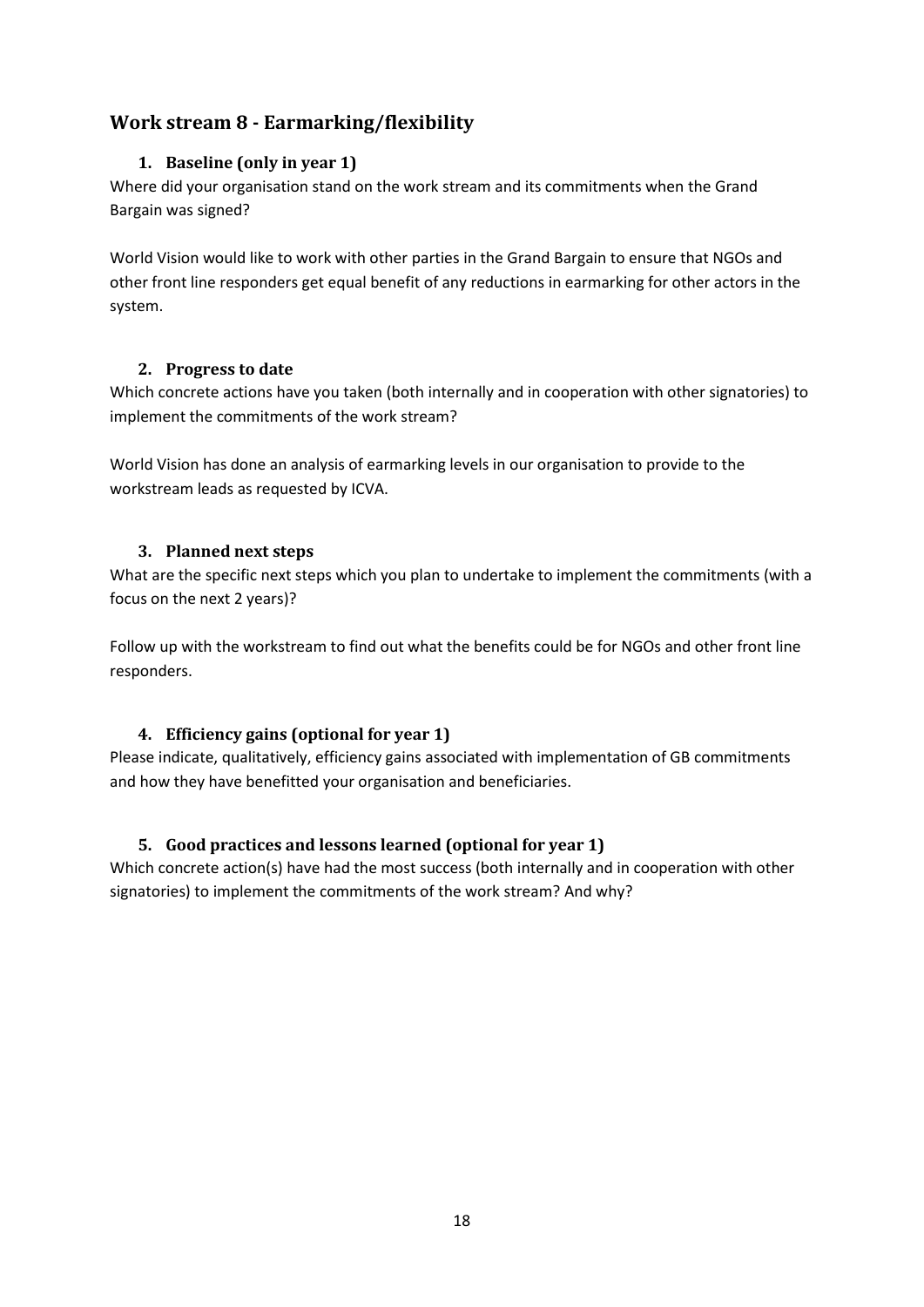## Work stream 8 - Earmarking/flexibility

### 1. Baseline (only in year 1)

Where did your organisation stand on the work stream and its commitments when the Grand Bargain was signed?

World Vision would like to work with other parties in the Grand Bargain to ensure that NGOs and other front line responders get equal benefit of any reductions in earmarking for other actors in the system.

### 2. Progress to date

Which concrete actions have you taken (both internally and in cooperation with other signatories) to implement the commitments of the work stream?

World Vision has done an analysis of earmarking levels in our organisation to provide to the workstream leads as requested by ICVA.

### 3. Planned next steps

What are the specific next steps which you plan to undertake to implement the commitments (with a focus on the next 2 years)?

Follow up with the workstream to find out what the benefits could be for NGOs and other front line responders.

### 4. Efficiency gains (optional for year 1)

Please indicate, qualitatively, efficiency gains associated with implementation of GB commitments and how they have benefitted your organisation and beneficiaries.

### 5. Good practices and lessons learned (optional for year 1)

Which concrete action(s) have had the most success (both internally and in cooperation with other signatories) to implement the commitments of the work stream? And why?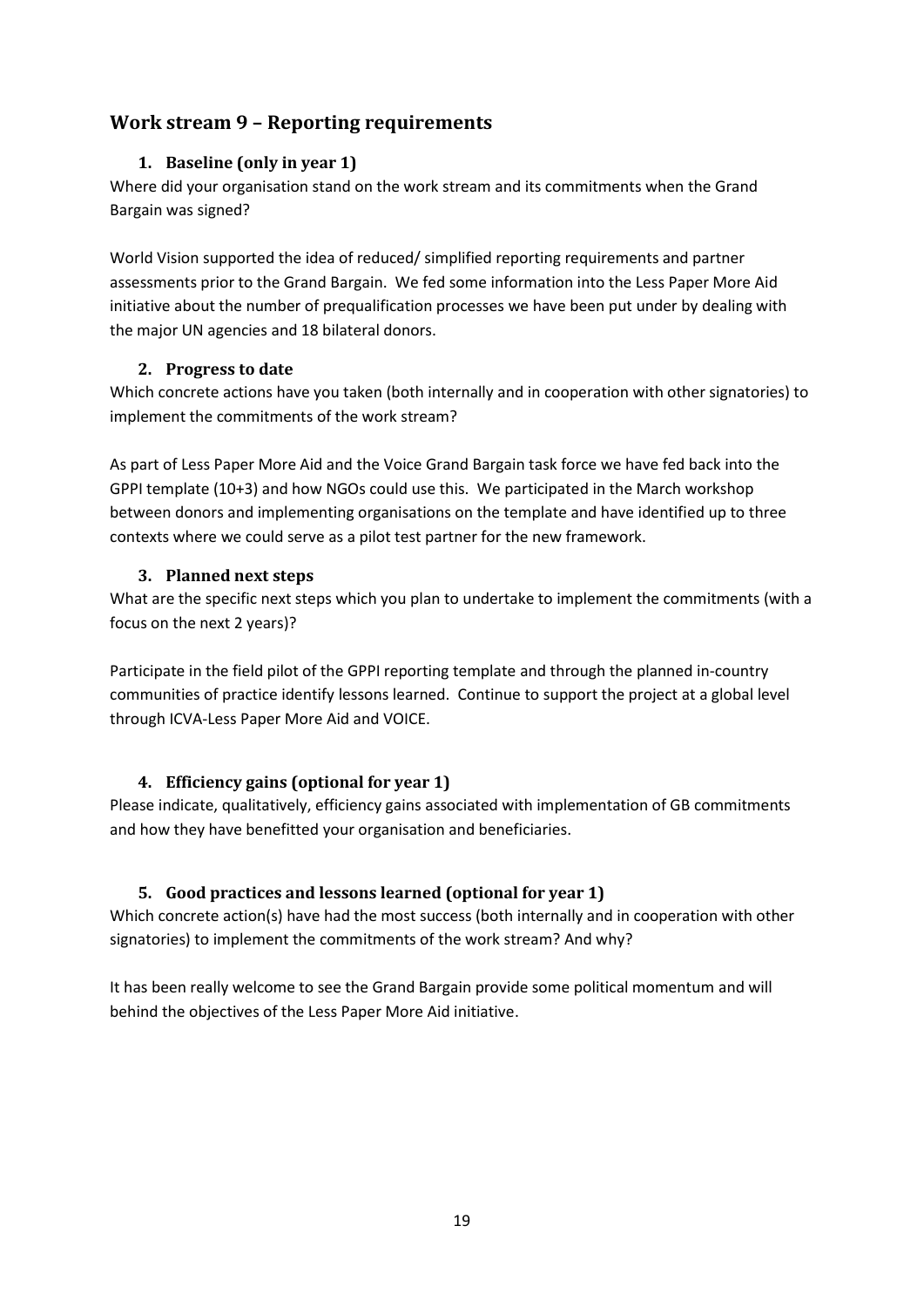## Work stream 9 – Reporting requirements

### 1. Baseline (only in year 1)

Where did your organisation stand on the work stream and its commitments when the Grand Bargain was signed?

World Vision supported the idea of reduced/ simplified reporting requirements and partner assessments prior to the Grand Bargain. We fed some information into the Less Paper More Aid initiative about the number of prequalification processes we have been put under by dealing with the major UN agencies and 18 bilateral donors.

### 2. Progress to date

Which concrete actions have you taken (both internally and in cooperation with other signatories) to implement the commitments of the work stream?

As part of Less Paper More Aid and the Voice Grand Bargain task force we have fed back into the GPPI template (10+3) and how NGOs could use this. We participated in the March workshop between donors and implementing organisations on the template and have identified up to three contexts where we could serve as a pilot test partner for the new framework.

### 3. Planned next steps

What are the specific next steps which you plan to undertake to implement the commitments (with a focus on the next 2 years)?

Participate in the field pilot of the GPPI reporting template and through the planned in-country communities of practice identify lessons learned. Continue to support the project at a global level through ICVA-Less Paper More Aid and VOICE.

### 4. Efficiency gains (optional for year 1)

Please indicate, qualitatively, efficiency gains associated with implementation of GB commitments and how they have benefitted your organisation and beneficiaries.

### 5. Good practices and lessons learned (optional for year 1)

Which concrete action(s) have had the most success (both internally and in cooperation with other signatories) to implement the commitments of the work stream? And why?

It has been really welcome to see the Grand Bargain provide some political momentum and will behind the objectives of the Less Paper More Aid initiative.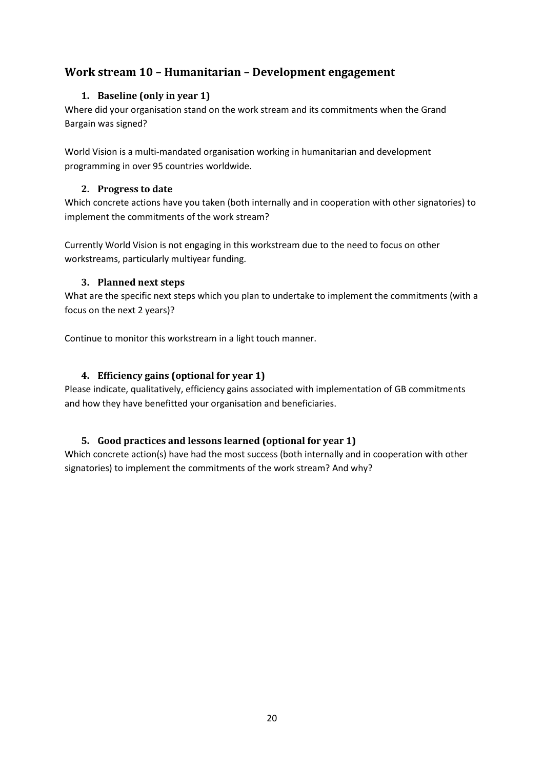## Work stream 10 – Humanitarian – Development engagement

### 1. Baseline (only in year 1)

Where did your organisation stand on the work stream and its commitments when the Grand Bargain was signed?

World Vision is a multi-mandated organisation working in humanitarian and development programming in over 95 countries worldwide.

### 2. Progress to date

Which concrete actions have you taken (both internally and in cooperation with other signatories) to implement the commitments of the work stream?

Currently World Vision is not engaging in this workstream due to the need to focus on other workstreams, particularly multiyear funding.

### 3. Planned next steps

What are the specific next steps which you plan to undertake to implement the commitments (with a focus on the next 2 years)?

Continue to monitor this workstream in a light touch manner.

### 4. Efficiency gains (optional for year 1)

Please indicate, qualitatively, efficiency gains associated with implementation of GB commitments and how they have benefitted your organisation and beneficiaries.

### 5. Good practices and lessons learned (optional for year 1)

Which concrete action(s) have had the most success (both internally and in cooperation with other signatories) to implement the commitments of the work stream? And why?